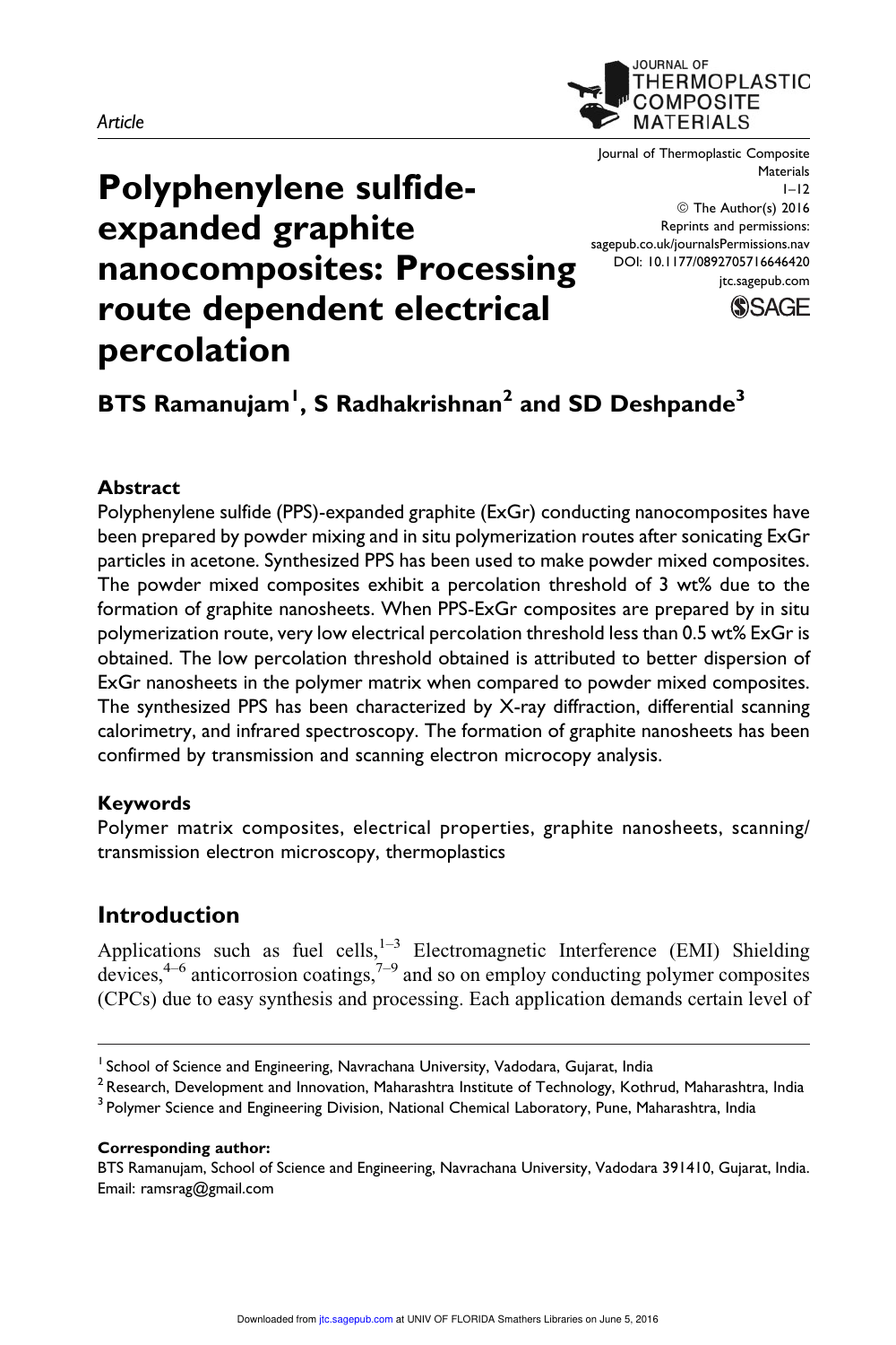Article

# Polyphenylene sulfide-expanded graphite nanocomposites: Processing route dependent electrical percolation

**BTS Ramanujam[1], S Radhakrishnan[2] and SD Deshpande[3]**

## Abstract

Polyphenylene sulfide (PPS)-expanded graphite (ExGr) conducting nanocomposites have been prepared by powder mixing and in situ polymerization routes after sonicating ExGr particles in acetone. Synthesized PPS has been used to make powder mixed composites. The powder mixed composites exhibit a percolation threshold of 3 wt% due to the formation of graphite nanosheets. When PPS-ExGr composites are prepared by in situ polymerization route, very low electrical percolation threshold less than 0.5 wt% ExGr is obtained. The low percolation threshold obtained is attributed to better dispersion of ExGr nanosheets in the polymer matrix when compared to powder mixed composites. The synthesized PPS has been characterized by X-ray diffraction, differential scanning calorimetry, and infrared spectroscopy. The formation of graphite nanosheets has been confirmed by transmission and scanning electron microcopy analysis.

## Keywords

Polymer matrix composites, electrical properties, graphite nanosheets, scanning/transmission electron microscopy, thermoplastics

## Introduction

Applications such as fuel cells,[1–3] Electromagnetic Interference (EMI) Shielding devices,[4–6] anticorrosion coatings,[7–9] and so on employ conducting polymer composites (CPCs) due to easy synthesis and processing. Each application demands certain level of

[1] School of Science and Engineering, Navrachana University, Vadodara, Gujarat, India
[2] Research, Development and Innovation, Maharashtra Institute of Technology, Kothrud, Maharashtra, India
[3] Polymer Science and Engineering Division, National Chemical Laboratory, Pune, Maharashtra, India

**Corresponding author:**
BTS Ramanujam, School of Science and Engineering, Navrachana University, Vadodara 391410, Gujarat, India.
Email: ramsrag@gmail.com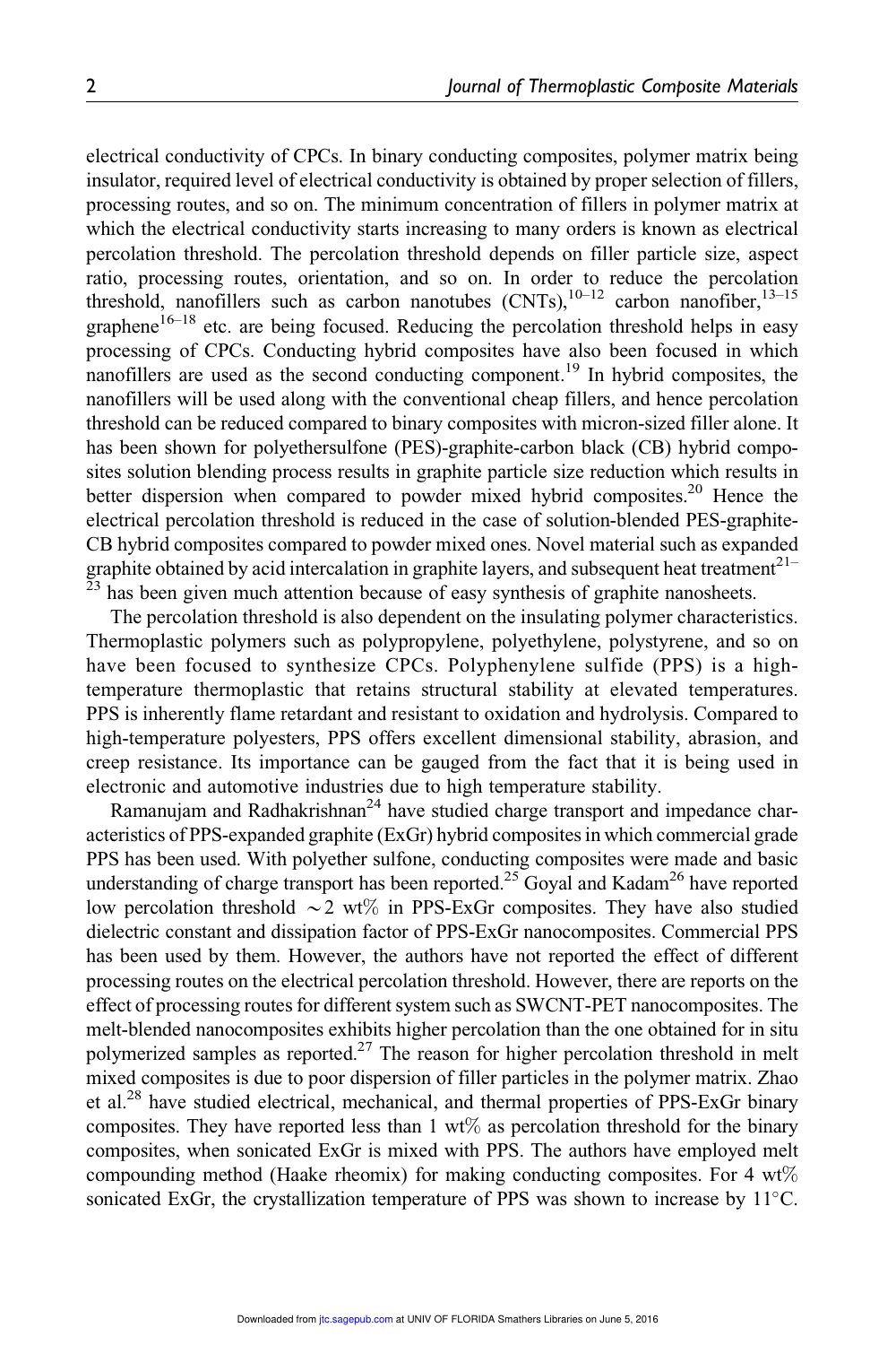electrical conductivity of CPCs. In binary conducting composites, polymer matrix being insulator, required level of electrical conductivity is obtained by proper selection of fillers, processing routes, and so on. The minimum concentration of fillers in polymer matrix at which the electrical conductivity starts increasing to many orders is known as electrical percolation threshold. The percolation threshold depends on filler particle size, aspect ratio, processing routes, orientation, and so on. In order to reduce the percolation threshold, nanofillers such as carbon nanotubes (CNTs),[10–12] carbon nanofiber,[13–15] graphene[16–18] etc. are being focused. Reducing the percolation threshold helps in easy processing of CPCs. Conducting hybrid composites have also been focused in which nanofillers are used as the second conducting component.[19] In hybrid composites, the nanofillers will be used along with the conventional cheap fillers, and hence percolation threshold can be reduced compared to binary composites with micron-sized filler alone. It has been shown for polyethersulfone (PES)-graphite-carbon black (CB) hybrid composites solution blending process results in graphite particle size reduction which results in better dispersion when compared to powder mixed hybrid composites.[20] Hence the electrical percolation threshold is reduced in the case of solution-blended PES-graphite-CB hybrid composites compared to powder mixed ones. Novel material such as expanded graphite obtained by acid intercalation in graphite layers, and subsequent heat treatment[21–23] has been given much attention because of easy synthesis of graphite nanosheets.

The percolation threshold is also dependent on the insulating polymer characteristics. Thermoplastic polymers such as polypropylene, polyethylene, polystyrene, and so on have been focused to synthesize CPCs. Polyphenylene sulfide (PPS) is a high-temperature thermoplastic that retains structural stability at elevated temperatures. PPS is inherently flame retardant and resistant to oxidation and hydrolysis. Compared to high-temperature polyesters, PPS offers excellent dimensional stability, abrasion, and creep resistance. Its importance can be gauged from the fact that it is being used in electronic and automotive industries due to high temperature stability.

Ramanujam and Radhakrishnan[24] have studied charge transport and impedance characteristics of PPS-expanded graphite (ExGr) hybrid composites in which commercial grade PPS has been used. With polyether sulfone, conducting composites were made and basic understanding of charge transport has been reported.[25] Goyal and Kadam[26] have reported low percolation threshold $\sim 2$ wt% in PPS-ExGr composites. They have also studied dielectric constant and dissipation factor of PPS-ExGr nanocomposites. Commercial PPS has been used by them. However, the authors have not reported the effect of different processing routes on the electrical percolation threshold. However, there are reports on the effect of processing routes for different system such as SWCNT-PET nanocomposites. The melt-blended nanocomposites exhibits higher percolation than the one obtained for in situ polymerized samples as reported.[27] The reason for higher percolation threshold in melt mixed composites is due to poor dispersion of filler particles in the polymer matrix. Zhao et al.[28] have studied electrical, mechanical, and thermal properties of PPS-ExGr binary composites. They have reported less than 1 wt% as percolation threshold for the binary composites, when sonicated ExGr is mixed with PPS. The authors have employed melt compounding method (Haake rheomix) for making conducting composites. For 4 wt% sonicated ExGr, the crystallization temperature of PPS was shown to increase by 11°C.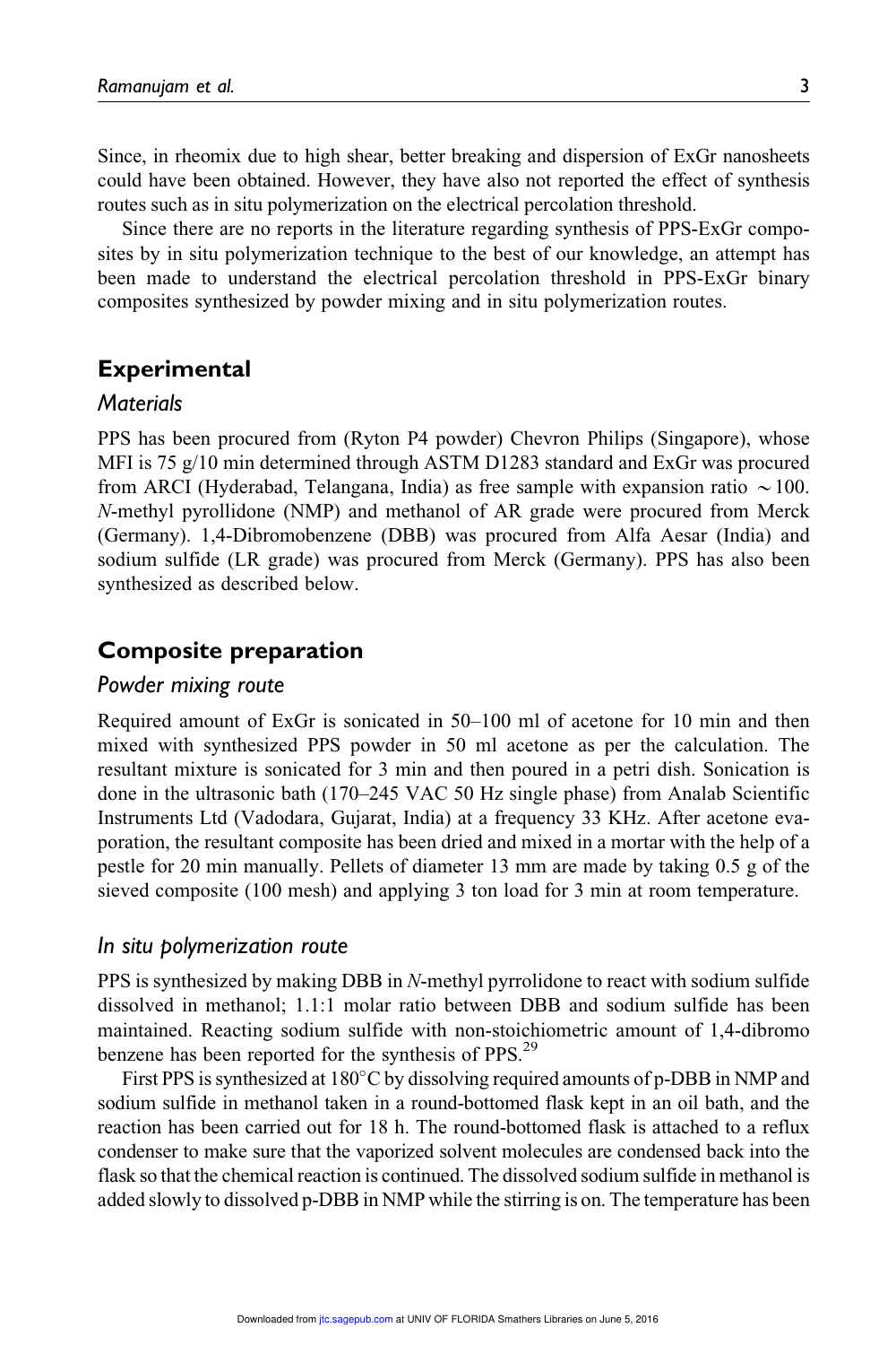Since, in rheomix due to high shear, better breaking and dispersion of ExGr nanosheets could have been obtained. However, they have also not reported the effect of synthesis routes such as in situ polymerization on the electrical percolation threshold.

Since there are no reports in the literature regarding synthesis of PPS-ExGr composites by in situ polymerization technique to the best of our knowledge, an attempt has been made to understand the electrical percolation threshold in PPS-ExGr binary composites synthesized by powder mixing and in situ polymerization routes.

## Experimental

### *Materials*

PPS has been procured from (Ryton P4 powder) Chevron Philips (Singapore), whose MFI is 75 g/10 min determined through ASTM D1283 standard and ExGr was procured from ARCI (Hyderabad, Telangana, India) as free sample with expansion ratio $\sim 100$. *N*-methyl pyrollidone (NMP) and methanol of AR grade were procured from Merck (Germany). 1,4-Dibromobenzene (DBB) was procured from Alfa Aesar (India) and sodium sulfide (LR grade) was procured from Merck (Germany). PPS has also been synthesized as described below.

## Composite preparation

### *Powder mixing route*

Required amount of ExGr is sonicated in 50–100 ml of acetone for 10 min and then mixed with synthesized PPS powder in 50 ml acetone as per the calculation. The resultant mixture is sonicated for 3 min and then poured in a petri dish. Sonication is done in the ultrasonic bath (170–245 VAC 50 Hz single phase) from Analab Scientific Instruments Ltd (Vadodara, Gujarat, India) at a frequency 33 KHz. After acetone evaporation, the resultant composite has been dried and mixed in a mortar with the help of a pestle for 20 min manually. Pellets of diameter 13 mm are made by taking 0.5 g of the sieved composite (100 mesh) and applying 3 ton load for 3 min at room temperature.

### *In situ polymerization route*

PPS is synthesized by making DBB in *N*-methyl pyrrolidone to react with sodium sulfide dissolved in methanol; 1.1:1 molar ratio between DBB and sodium sulfide has been maintained. Reacting sodium sulfide with non-stoichiometric amount of 1,4-dibromo benzene has been reported for the synthesis of PPS.[29]

First PPS is synthesized at 180°C by dissolving required amounts of p-DBB in NMP and sodium sulfide in methanol taken in a round-bottomed flask kept in an oil bath, and the reaction has been carried out for 18 h. The round-bottomed flask is attached to a reflux condenser to make sure that the vaporized solvent molecules are condensed back into the flask so that the chemical reaction is continued. The dissolved sodium sulfide in methanol is added slowly to dissolved p-DBB in NMP while the stirring is on. The temperature has been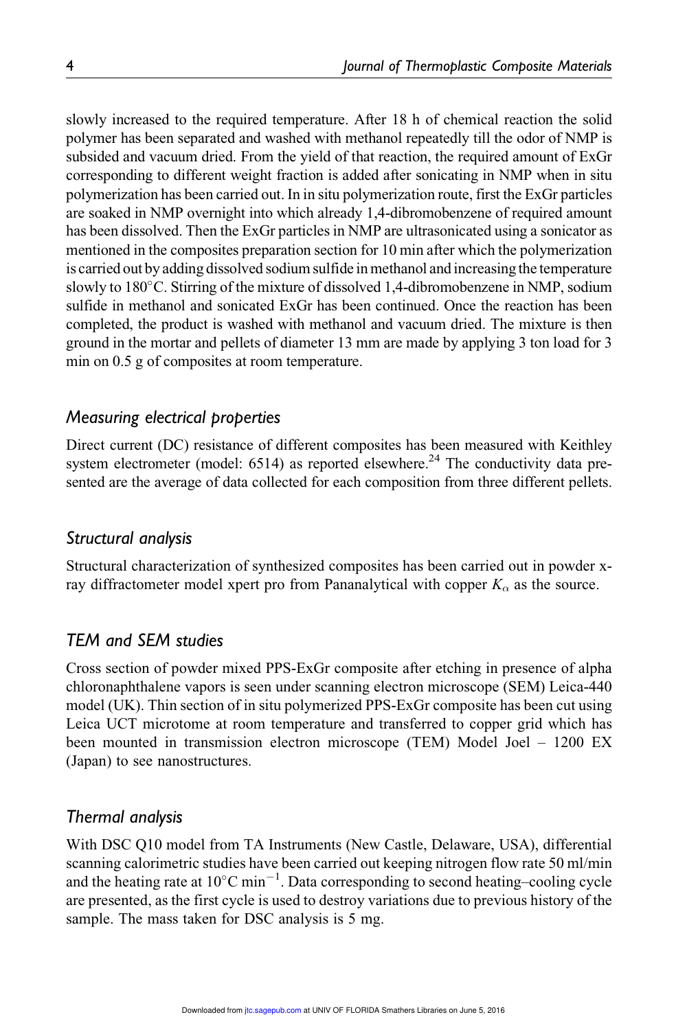slowly increased to the required temperature. After 18 h of chemical reaction the solid polymer has been separated and washed with methanol repeatedly till the odor of NMP is subsided and vacuum dried. From the yield of that reaction, the required amount of ExGr corresponding to different weight fraction is added after sonicating in NMP when in situ polymerization has been carried out. In in situ polymerization route, first the ExGr particles are soaked in NMP overnight into which already 1,4-dibromobenzene of required amount has been dissolved. Then the ExGr particles in NMP are ultrasonicated using a sonicator as mentioned in the composites preparation section for 10 min after which the polymerization is carried out by adding dissolved sodium sulfide in methanol and increasing the temperature slowly to 180°C. Stirring of the mixture of dissolved 1,4-dibromobenzene in NMP, sodium sulfide in methanol and sonicated ExGr has been continued. Once the reaction has been completed, the product is washed with methanol and vacuum dried. The mixture is then ground in the mortar and pellets of diameter 13 mm are made by applying 3 ton load for 3 min on 0.5 g of composites at room temperature.

## *Measuring electrical properties*

Direct current (DC) resistance of different composites has been measured with Keithley system electrometer (model: 6514) as reported elsewhere.[24] The conductivity data presented are the average of data collected for each composition from three different pellets.

## *Structural analysis*

Structural characterization of synthesized composites has been carried out in powder x-ray diffractometer model xpert pro from Pananalytical with copper $K_{\alpha}$ as the source.

## *TEM and SEM studies*

Cross section of powder mixed PPS-ExGr composite after etching in presence of alpha chloronaphthalene vapors is seen under scanning electron microscope (SEM) Leica-440 model (UK). Thin section of in situ polymerized PPS-ExGr composite has been cut using Leica UCT microtome at room temperature and transferred to copper grid which has been mounted in transmission electron microscope (TEM) Model Joel – 1200 EX (Japan) to see nanostructures.

## *Thermal analysis*

With DSC Q10 model from TA Instruments (New Castle, Delaware, USA), differential scanning calorimetric studies have been carried out keeping nitrogen flow rate 50 ml/min and the heating rate at $10^{\circ}C\ min^{-1}$. Data corresponding to second heating–cooling cycle are presented, as the first cycle is used to destroy variations due to previous history of the sample. The mass taken for DSC analysis is 5 mg.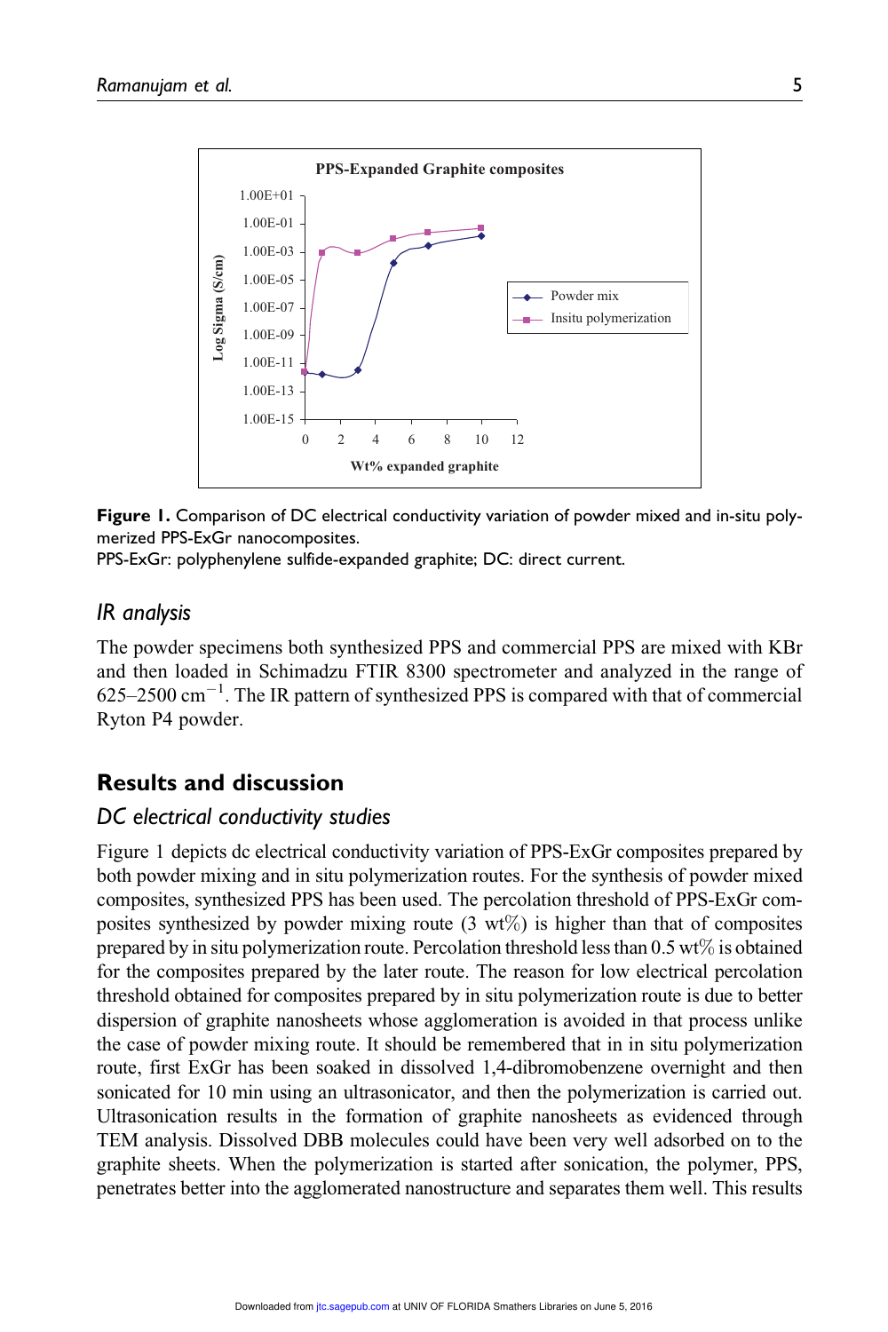Figure 1. Comparison of DC electrical conductivity variation of powder mixed and in-situ polymerized PPS-ExGr nanocomposites.
PPS-ExGr: polyphenylene sulfide-expanded graphite; DC: direct current.

### IR analysis

The powder specimens both synthesized PPS and commercial PPS are mixed with KBr and then loaded in Schimadzu FTIR 8300 spectrometer and analyzed in the range of 625–2500 $cm^{-1}$. The IR pattern of synthesized PPS is compared with that of commercial Ryton P4 powder.

## Results and discussion

### DC electrical conductivity studies

Figure 1 depicts dc electrical conductivity variation of PPS-ExGr composites prepared by both powder mixing and in situ polymerization routes. For the synthesis of powder mixed composites, synthesized PPS has been used. The percolation threshold of PPS-ExGr composites synthesized by powder mixing route (3 wt%) is higher than that of composites prepared by in situ polymerization route. Percolation threshold less than 0.5 wt% is obtained for the composites prepared by the later route. The reason for low electrical percolation threshold obtained for composites prepared by in situ polymerization route is due to better dispersion of graphite nanosheets whose agglomeration is avoided in that process unlike the case of powder mixing route. It should be remembered that in in situ polymerization route, first ExGr has been soaked in dissolved 1,4-dibromobenzene overnight and then sonicated for 10 min using an ultrasonicator, and then the polymerization is carried out. Ultrasonication results in the formation of graphite nanosheets as evidenced through TEM analysis. Dissolved DBB molecules could have been very well adsorbed on to the graphite sheets. When the polymerization is started after sonication, the polymer, PPS, penetrates better into the agglomerated nanostructure and separates them well. This results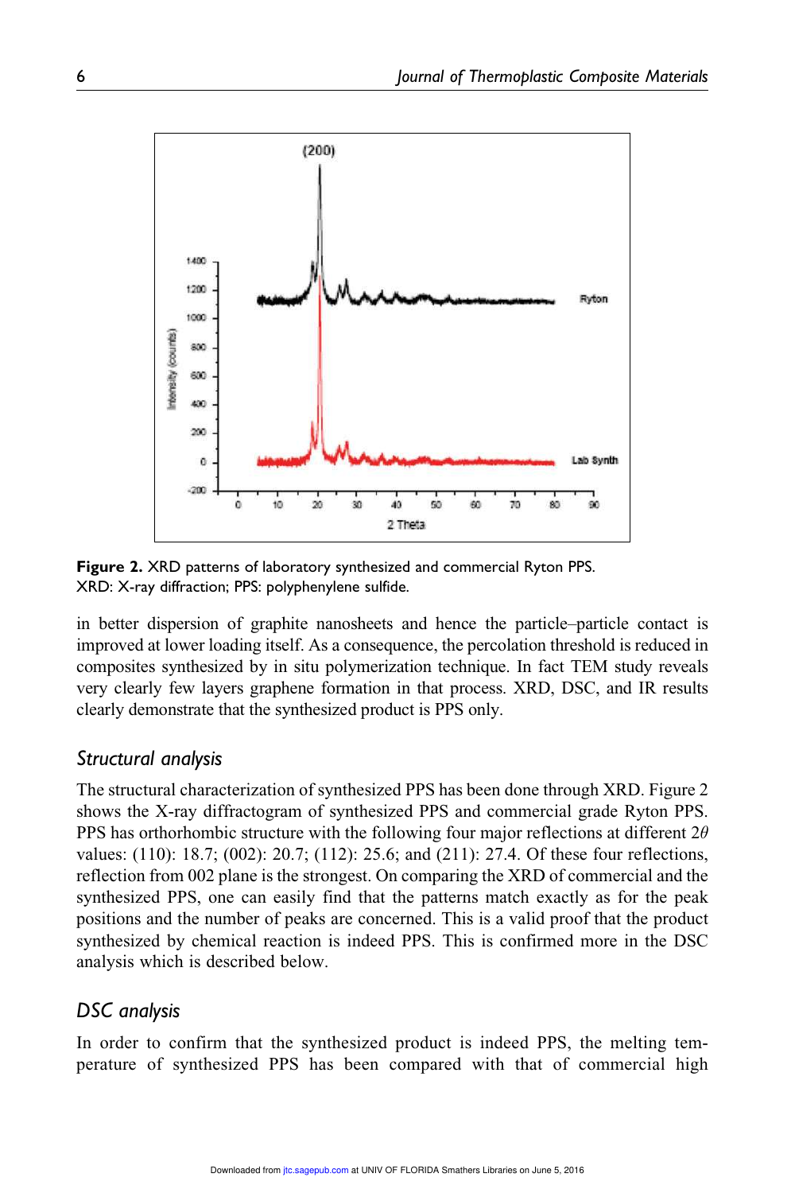Figure 2. XRD patterns of laboratory synthesized and commercial Ryton PPS.
XRD: X-ray diffraction; PPS: polyphenylene sulfide.

in better dispersion of graphite nanosheets and hence the particle–particle contact is improved at lower loading itself. As a consequence, the percolation threshold is reduced in composites synthesized by in situ polymerization technique. In fact TEM study reveals very clearly few layers graphene formation in that process. XRD, DSC, and IR results clearly demonstrate that the synthesized product is PPS only.

## *Structural analysis*

The structural characterization of synthesized PPS has been done through XRD. Figure 2 shows the X-ray diffractogram of synthesized PPS and commercial grade Ryton PPS. PPS has orthorhombic structure with the following four major reflections at different $2\theta$ values: (110): 18.7; (002): 20.7; (112): 25.6; and (211): 27.4. Of these four reflections, reflection from 002 plane is the strongest. On comparing the XRD of commercial and the synthesized PPS, one can easily find that the patterns match exactly as for the peak positions and the number of peaks are concerned. This is a valid proof that the product synthesized by chemical reaction is indeed PPS. This is confirmed more in the DSC analysis which is described below.

## *DSC analysis*

In order to confirm that the synthesized product is indeed PPS, the melting temperature of synthesized PPS has been compared with that of commercial high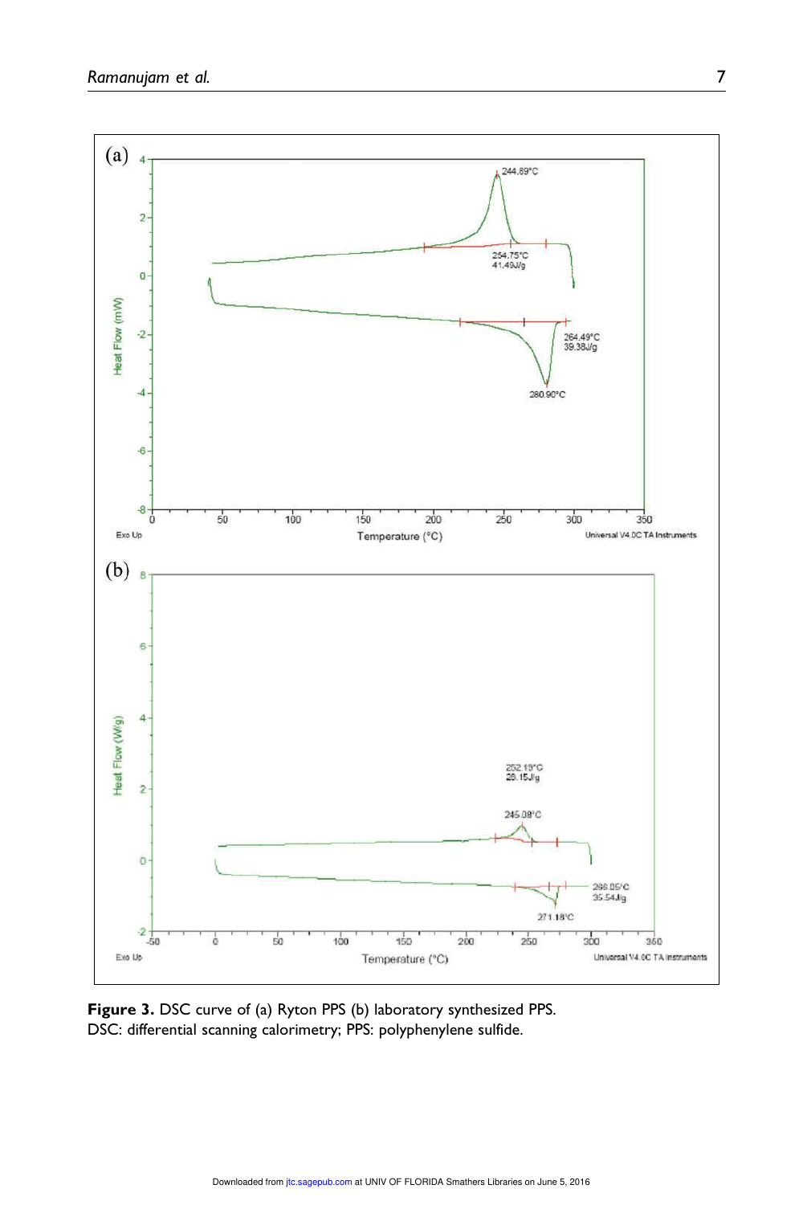**Figure 3.** DSC curve of (a) Ryton PPS (b) laboratory synthesized PPS.
DSC: differential scanning calorimetry; PPS: polyphenylene sulfide.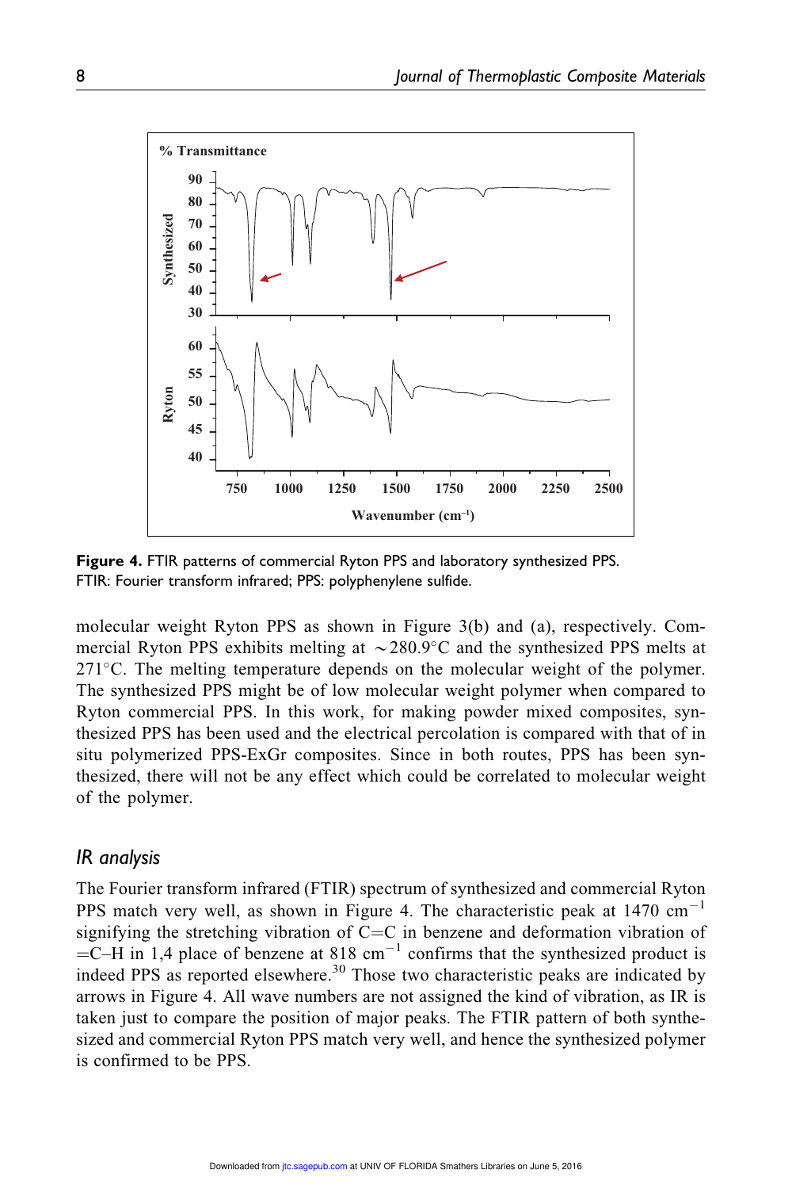**Figure 4.** FTIR patterns of commercial Ryton PPS and laboratory synthesized PPS. FTIR: Fourier transform infrared; PPS: polyphenylene sulfide.

molecular weight Ryton PPS as shown in Figure 3(b) and (a), respectively. Commercial Ryton PPS exhibits melting at $\sim$280.9°C and the synthesized PPS melts at 271°C. The melting temperature depends on the molecular weight of the polymer. The synthesized PPS might be of low molecular weight polymer when compared to Ryton commercial PPS. In this work, for making powder mixed composites, synthesized PPS has been used and the electrical percolation is compared with that of in situ polymerized PPS-ExGr composites. Since in both routes, PPS has been synthesized, there will not be any effect which could be correlated to molecular weight of the polymer.

## IR analysis

The Fourier transform infrared (FTIR) spectrum of synthesized and commercial Ryton PPS match very well, as shown in Figure 4. The characteristic peak at 1470 $cm^{-1}$ signifying the stretching vibration of C=C in benzene and deformation vibration of =C–H in 1,4 place of benzene at 818 $cm^{-1}$ confirms that the synthesized product is indeed PPS as reported elsewhere.[30] Those two characteristic peaks are indicated by arrows in Figure 4. All wave numbers are not assigned the kind of vibration, as IR is taken just to compare the position of major peaks. The FTIR pattern of both synthesized and commercial Ryton PPS match very well, and hence the synthesized polymer is confirmed to be PPS.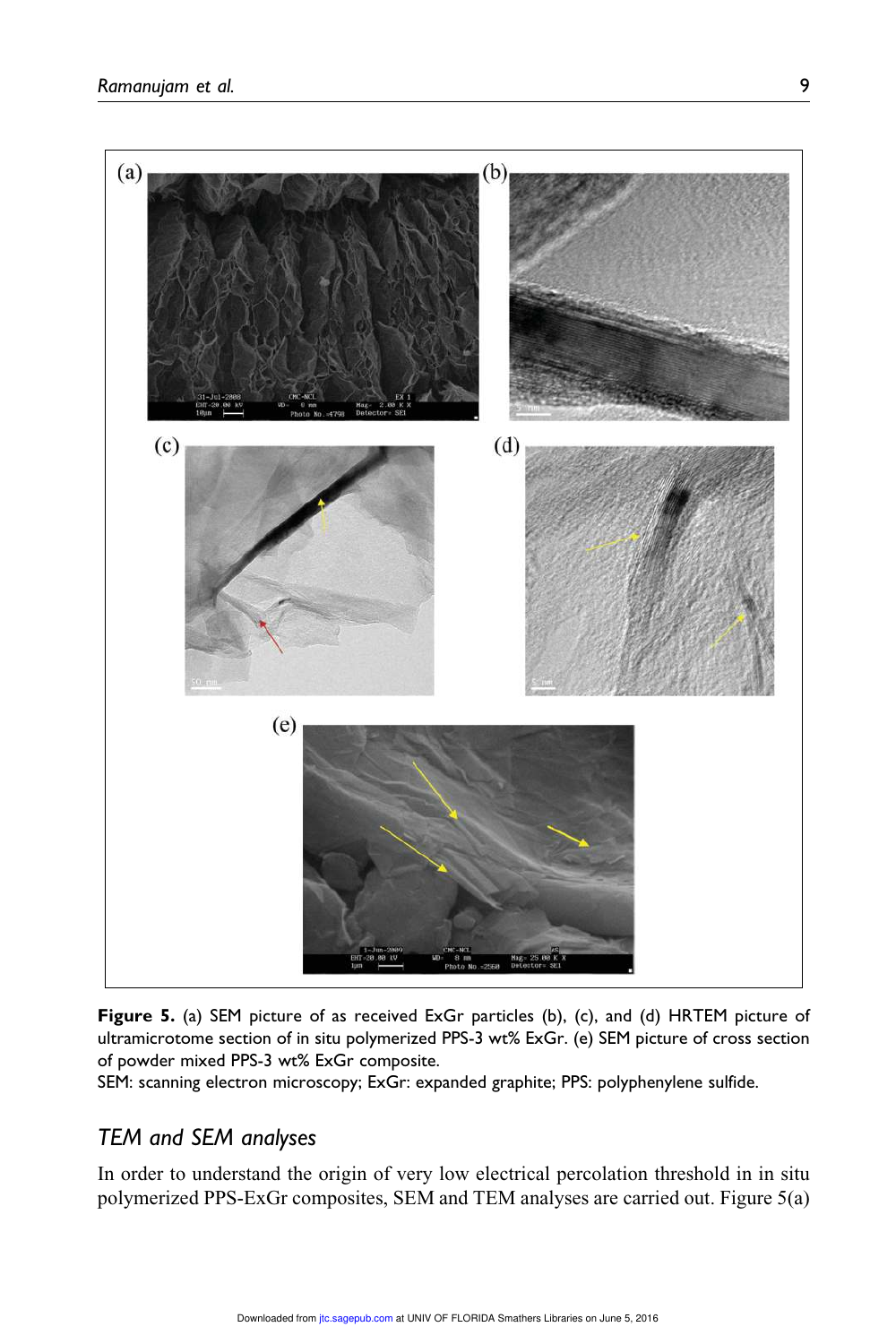**Figure 5.** (a) SEM picture of as received ExGr particles (b), (c), and (d) HRTEM picture of ultramicrotome section of in situ polymerized PPS-3 wt% ExGr. (e) SEM picture of cross section of powder mixed PPS-3 wt% ExGr composite.
SEM: scanning electron microscopy; ExGr: expanded graphite; PPS: polyphenylene sulfide.

## *TEM and SEM analyses*

In order to understand the origin of very low electrical percolation threshold in in situ polymerized PPS-ExGr composites, SEM and TEM analyses are carried out. Figure 5(a)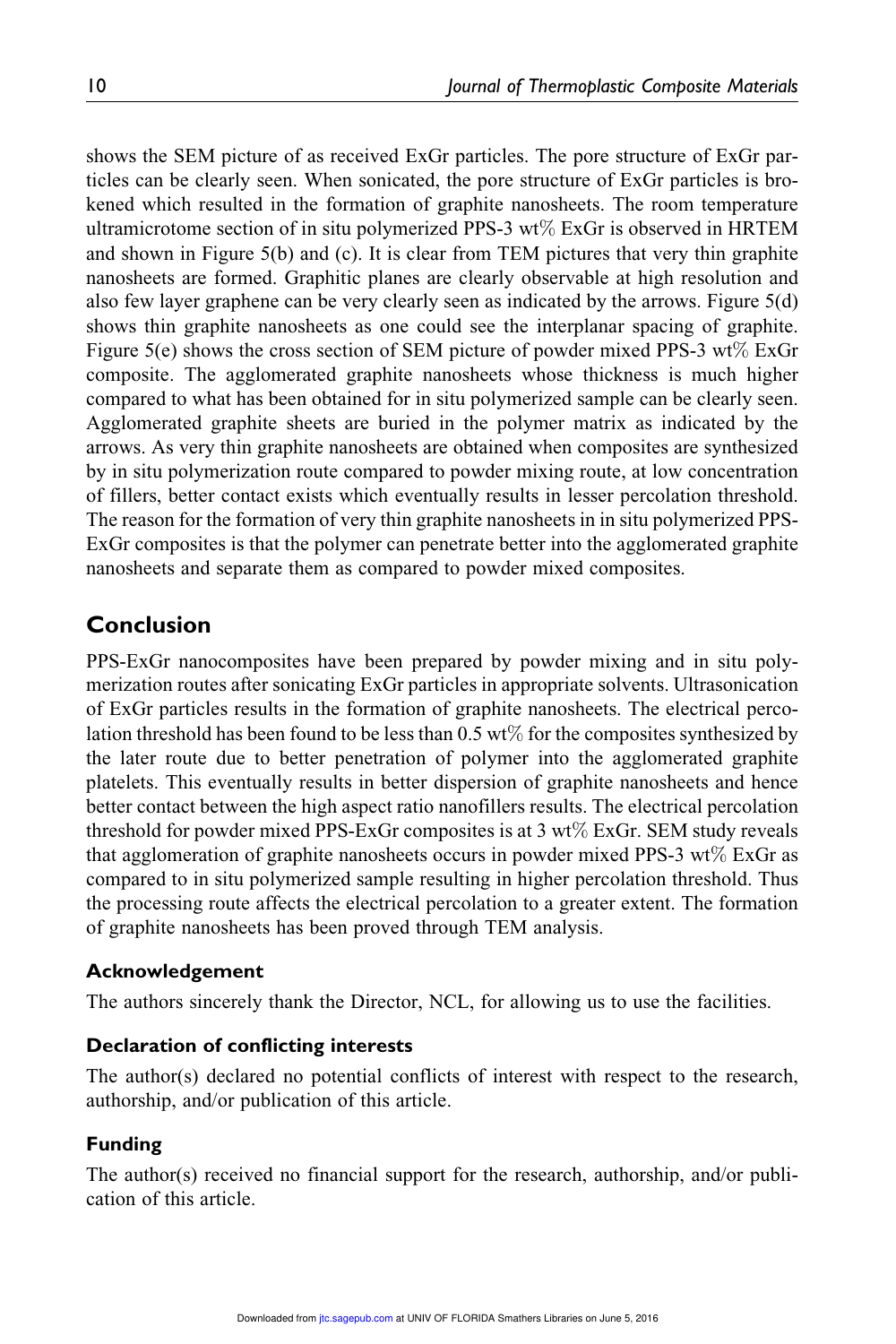shows the SEM picture of as received ExGr particles. The pore structure of ExGr particles can be clearly seen. When sonicated, the pore structure of ExGr particles is brokened which resulted in the formation of graphite nanosheets. The room temperature ultramicrotome section of in situ polymerized PPS-3 wt% ExGr is observed in HRTEM and shown in Figure 5(b) and (c). It is clear from TEM pictures that very thin graphite nanosheets are formed. Graphitic planes are clearly observable at high resolution and also few layer graphene can be very clearly seen as indicated by the arrows. Figure 5(d) shows thin graphite nanosheets as one could see the interplanar spacing of graphite. Figure 5(e) shows the cross section of SEM picture of powder mixed PPS-3 wt% ExGr composite. The agglomerated graphite nanosheets whose thickness is much higher compared to what has been obtained for in situ polymerized sample can be clearly seen. Agglomerated graphite sheets are buried in the polymer matrix as indicated by the arrows. As very thin graphite nanosheets are obtained when composites are synthesized by in situ polymerization route compared to powder mixing route, at low concentration of fillers, better contact exists which eventually results in lesser percolation threshold. The reason for the formation of very thin graphite nanosheets in in situ polymerized PPS-ExGr composites is that the polymer can penetrate better into the agglomerated graphite nanosheets and separate them as compared to powder mixed composites.

## Conclusion

PPS-ExGr nanocomposites have been prepared by powder mixing and in situ polymerization routes after sonicating ExGr particles in appropriate solvents. Ultrasonication of ExGr particles results in the formation of graphite nanosheets. The electrical percolation threshold has been found to be less than 0.5 wt% for the composites synthesized by the later route due to better penetration of polymer into the agglomerated graphite platelets. This eventually results in better dispersion of graphite nanosheets and hence better contact between the high aspect ratio nanofillers results. The electrical percolation threshold for powder mixed PPS-ExGr composites is at 3 wt% ExGr. SEM study reveals that agglomeration of graphite nanosheets occurs in powder mixed PPS-3 wt% ExGr as compared to in situ polymerized sample resulting in higher percolation threshold. Thus the processing route affects the electrical percolation to a greater extent. The formation of graphite nanosheets has been proved through TEM analysis.

### Acknowledgement

The authors sincerely thank the Director, NCL, for allowing us to use the facilities.

### Declaration of conflicting interests

The author(s) declared no potential conflicts of interest with respect to the research, authorship, and/or publication of this article.

### Funding

The author(s) received no financial support for the research, authorship, and/or publication of this article.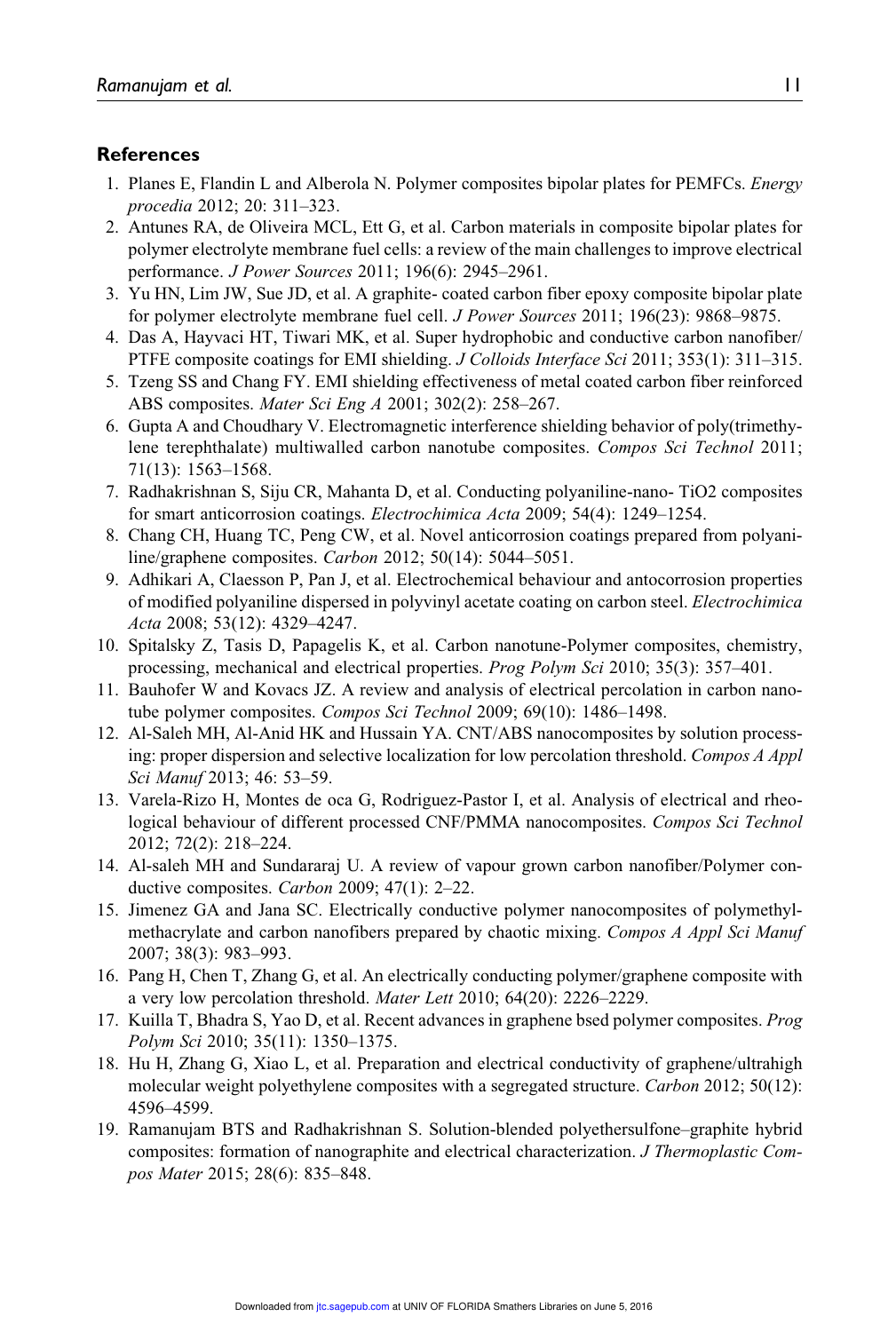## References

1. Planes E, Flandin L and Alberola N. Polymer composites bipolar plates for PEMFCs. *Energy procedia* 2012; 20: 311–323.
2. Antunes RA, de Oliveira MCL, Ett G, et al. Carbon materials in composite bipolar plates for polymer electrolyte membrane fuel cells: a review of the main challenges to improve electrical performance. *J Power Sources* 2011; 196(6): 2945–2961.
3. Yu HN, Lim JW, Sue JD, et al. A graphite- coated carbon fiber epoxy composite bipolar plate for polymer electrolyte membrane fuel cell. *J Power Sources* 2011; 196(23): 9868–9875.
4. Das A, Hayvaci HT, Tiwari MK, et al. Super hydrophobic and conductive carbon nanofiber/PTFE composite coatings for EMI shielding. *J Colloids Interface Sci* 2011; 353(1): 311–315.
5. Tzeng SS and Chang FY. EMI shielding effectiveness of metal coated carbon fiber reinforced ABS composites. *Mater Sci Eng A* 2001; 302(2): 258–267.
6. Gupta A and Choudhary V. Electromagnetic interference shielding behavior of poly(trimethylene terephthalate) multiwalled carbon nanotube composites. *Compos Sci Technol* 2011; 71(13): 1563–1568.
7. Radhakrishnan S, Siju CR, Mahanta D, et al. Conducting polyaniline-nano- TiO2 composites for smart anticorrosion coatings. *Electrochimica Acta* 2009; 54(4): 1249–1254.
8. Chang CH, Huang TC, Peng CW, et al. Novel anticorrosion coatings prepared from polyaniline/graphene composites. *Carbon* 2012; 50(14): 5044–5051.
9. Adhikari A, Claesson P, Pan J, et al. Electrochemical behaviour and antocorrosion properties of modified polyaniline dispersed in polyvinyl acetate coating on carbon steel. *Electrochimica Acta* 2008; 53(12): 4329–4247.
10. Spitalsky Z, Tasis D, Papagelis K, et al. Carbon nanotune-Polymer composites, chemistry, processing, mechanical and electrical properties. *Prog Polym Sci* 2010; 35(3): 357–401.
11. Bauhofer W and Kovacs JZ. A review and analysis of electrical percolation in carbon nanotube polymer composites. *Compos Sci Technol* 2009; 69(10): 1486–1498.
12. Al-Saleh MH, Al-Anid HK and Hussain YA. CNT/ABS nanocomposites by solution processing: proper dispersion and selective localization for low percolation threshold. *Compos A Appl Sci Manuf* 2013; 46: 53–59.
13. Varela-Rizo H, Montes de oca G, Rodriguez-Pastor I, et al. Analysis of electrical and rheological behaviour of different processed CNF/PMMA nanocomposites. *Compos Sci Technol* 2012; 72(2): 218–224.
14. Al-saleh MH and Sundararaj U. A review of vapour grown carbon nanofiber/Polymer conductive composites. *Carbon* 2009; 47(1): 2–22.
15. Jimenez GA and Jana SC. Electrically conductive polymer nanocomposites of polymethylmethacrylate and carbon nanofibers prepared by chaotic mixing. *Compos A Appl Sci Manuf* 2007; 38(3): 983–993.
16. Pang H, Chen T, Zhang G, et al. An electrically conducting polymer/graphene composite with a very low percolation threshold. *Mater Lett* 2010; 64(20): 2226–2229.
17. Kuilla T, Bhadra S, Yao D, et al. Recent advances in graphene bsed polymer composites. *Prog Polym Sci* 2010; 35(11): 1350–1375.
18. Hu H, Zhang G, Xiao L, et al. Preparation and electrical conductivity of graphene/ultrahigh molecular weight polyethylene composites with a segregated structure. *Carbon* 2012; 50(12): 4596–4599.
19. Ramanujam BTS and Radhakrishnan S. Solution-blended polyethersulfone–graphite hybrid composites: formation of nanographite and electrical characterization. *J Thermoplastic Compos Mater* 2015; 28(6): 835–848.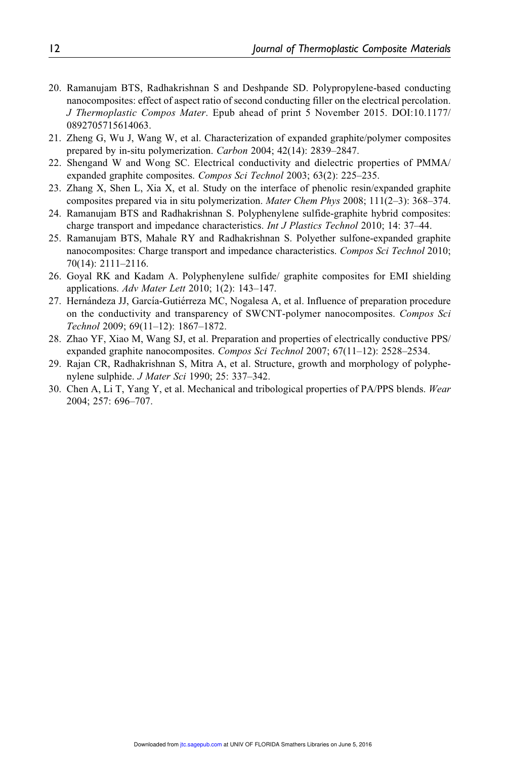20. Ramanujam BTS, Radhakrishnan S and Deshpande SD. Polypropylene-based conducting nanocomposites: effect of aspect ratio of second conducting filler on the electrical percolation. *J Thermoplastic Compos Mater*. Epub ahead of print 5 November 2015. DOI:10.1177/0892705715614063.
21. Zheng G, Wu J, Wang W, et al. Characterization of expanded graphite/polymer composites prepared by in-situ polymerization. *Carbon* 2004; 42(14): 2839–2847.
22. Shengand W and Wong SC. Electrical conductivity and dielectric properties of PMMA/expanded graphite composites. *Compos Sci Technol* 2003; 63(2): 225–235.
23. Zhang X, Shen L, Xia X, et al. Study on the interface of phenolic resin/expanded graphite composites prepared via in situ polymerization. *Mater Chem Phys* 2008; 111(2–3): 368–374.
24. Ramanujam BTS and Radhakrishnan S. Polyphenylene sulfide-graphite hybrid composites: charge transport and impedance characteristics. *Int J Plastics Technol* 2010; 14: 37–44.
25. Ramanujam BTS, Mahale RY and Radhakrishnan S. Polyether sulfone-expanded graphite nanocomposites: Charge transport and impedance characteristics. *Compos Sci Technol* 2010; 70(14): 2111–2116.
26. Goyal RK and Kadam A. Polyphenylene sulfide/ graphite composites for EMI shielding applications. *Adv Mater Lett* 2010; 1(2): 143–147.
27. Hernándeza JJ, García-Gutiérreza MC, Nogalesa A, et al. Influence of preparation procedure on the conductivity and transparency of SWCNT-polymer nanocomposites. *Compos Sci Technol* 2009; 69(11–12): 1867–1872.
28. Zhao YF, Xiao M, Wang SJ, et al. Preparation and properties of electrically conductive PPS/expanded graphite nanocomposites. *Compos Sci Technol* 2007; 67(11–12): 2528–2534.
29. Rajan CR, Radhakrishnan S, Mitra A, et al. Structure, growth and morphology of polyphenylene sulphide. *J Mater Sci* 1990; 25: 337–342.
30. Chen A, Li T, Yang Y, et al. Mechanical and tribological properties of PA/PPS blends. *Wear* 2004; 257: 696–707.